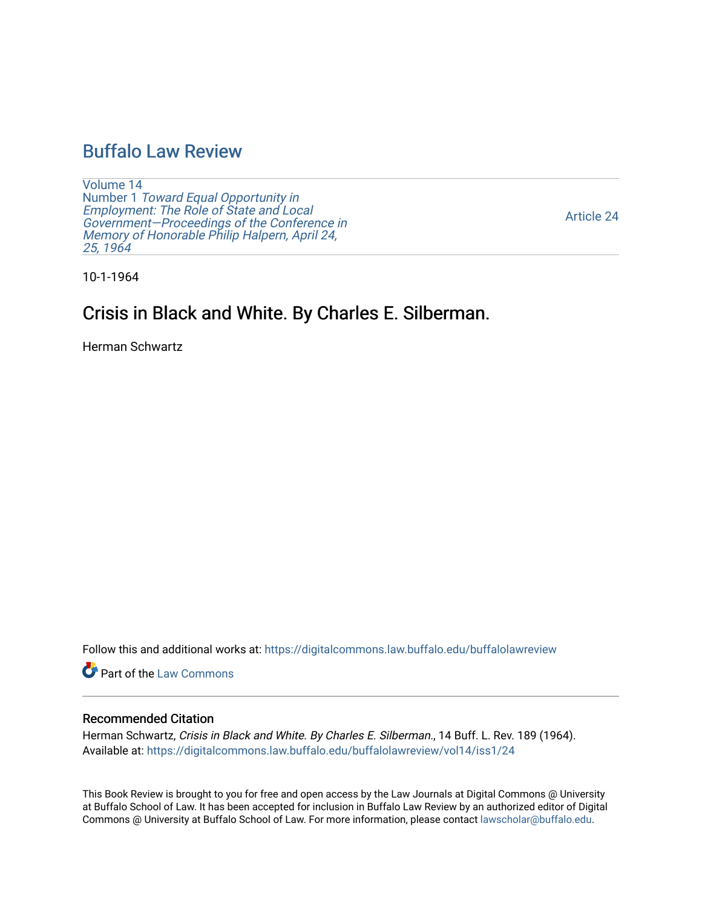# Buffalo Law Review

Volume 14
Number 1 *Toward Equal Opportunity in Employment: The Role of State and Local Government—Proceedings of the Conference in Memory of Honorable Philip Halpern, April 24, 25, 1964*

Article 24

10-1-1964

## Crisis in Black and White. By Charles E. Silberman.

Herman Schwartz

Follow this and additional works at: https://digitalcommons.law.buffalo.edu/buffalolawreview

Part of the Law Commons

### Recommended Citation

Herman Schwartz, *Crisis in Black and White. By Charles E. Silberman.*, 14 Buff. L. Rev. 189 (1964).
Available at: https://digitalcommons.law.buffalo.edu/buffalolawreview/vol14/iss1/24

This Book Review is brought to you for free and open access by the Law Journals at Digital Commons @ University at Buffalo School of Law. It has been accepted for inclusion in Buffalo Law Review by an authorized editor of Digital Commons @ University at Buffalo School of Law. For more information, please contact lawscholar@buffalo.edu.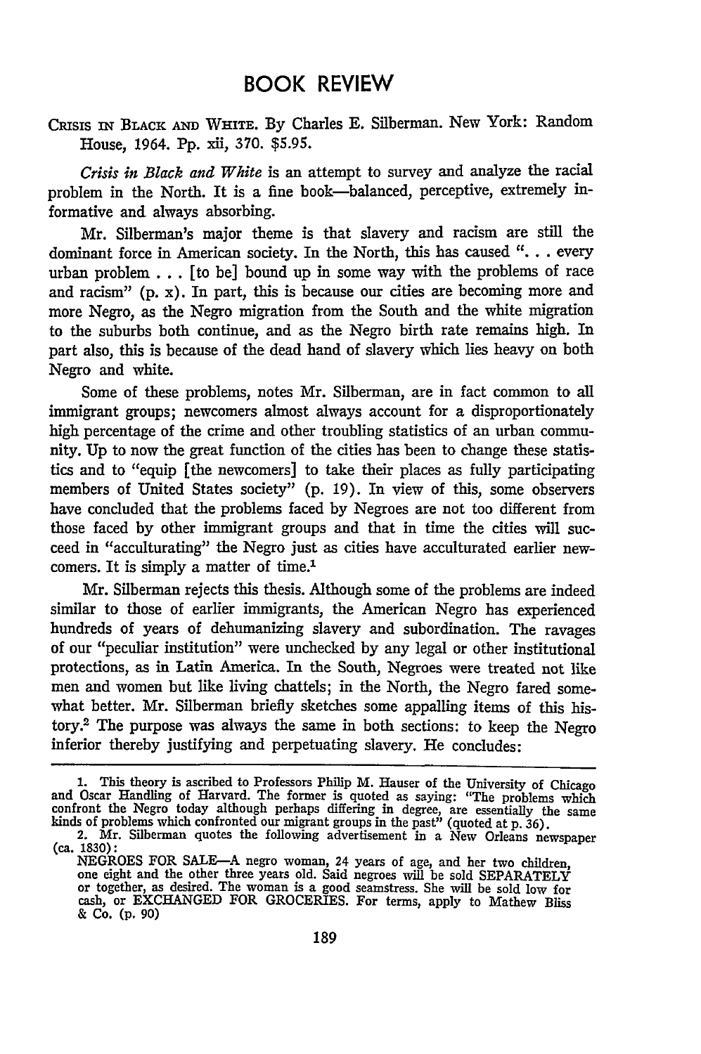# BOOK REVIEW

CRISIS IN BLACK AND WHITE. By Charles E. Silberman. New York: Random House, 1964. Pp. xii, 370. $5.95.

*Crisis in Black and White* is an attempt to survey and analyze the racial problem in the North. It is a fine book—balanced, perceptive, extremely informative and always absorbing.

Mr. Silberman's major theme is that slavery and racism are still the dominant force in American society. In the North, this has caused ". . . every urban problem . . . [to be] bound up in some way with the problems of race and racism" (p. x). In part, this is because our cities are becoming more and more Negro, as the Negro migration from the South and the white migration to the suburbs both continue, and as the Negro birth rate remains high. In part also, this is because of the dead hand of slavery which lies heavy on both Negro and white.

Some of these problems, notes Mr. Silberman, are in fact common to all immigrant groups; newcomers almost always account for a disproportionately high percentage of the crime and other troubling statistics of an urban community. Up to now the great function of the cities has been to change these statistics and to "equip [the newcomers] to take their places as fully participating members of United States society" (p. 19). In view of this, some observers have concluded that the problems faced by Negroes are not too different from those faced by other immigrant groups and that in time the cities will succeed in "acculturating" the Negro just as cities have acculturated earlier newcomers. It is simply a matter of time.[1]

Mr. Silberman rejects this thesis. Although some of the problems are indeed similar to those of earlier immigrants, the American Negro has experienced hundreds of years of dehumanizing slavery and subordination. The ravages of our "peculiar institution" were unchecked by any legal or other institutional protections, as in Latin America. In the South, Negroes were treated not like men and women but like living chattels; in the North, the Negro fared somewhat better. Mr. Silberman briefly sketches some appalling items of this history.[2] The purpose was always the same in both sections: to keep the Negro inferior thereby justifying and perpetuating slavery. He concludes:

---

1. This theory is ascribed to Professors Philip M. Hauser of the University of Chicago and Oscar Handling of Harvard. The former is quoted as saying: "The problems which confront the Negro today although perhaps differing in degree, are essentially the same kinds of problems which confronted our migrant groups in the past" (quoted at p. 36).

2. Mr. Silberman quotes the following advertisement in a New Orleans newspaper (ca. 1830):

> NEGROES FOR SALE—A negro woman, 24 years of age, and her two children, one eight and the other three years old. Said negroes will be sold SEPARATELY or together, as desired. The woman is a good seamstress. She will be sold low for cash, or EXCHANGED FOR GROCERIES. For terms, apply to Mathew Bliss & Co. (p. 90)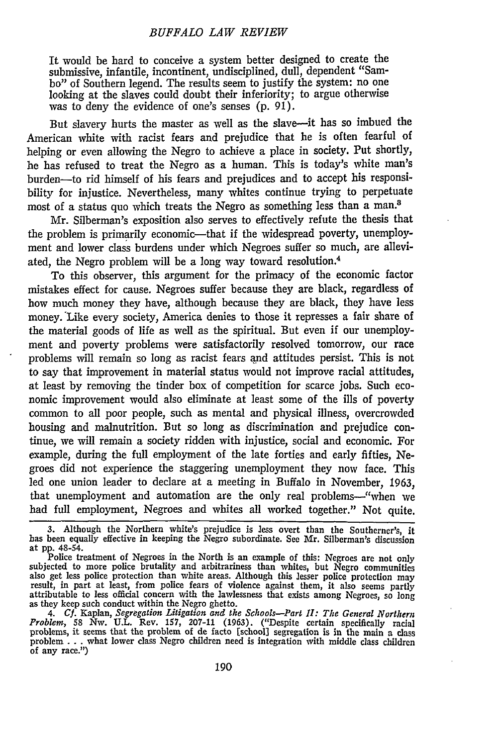> It would be hard to conceive a system better designed to create the submissive, infantile, incontinent, undisciplined, dull, dependent "Sambo" of Southern legend. The results seem to justify the system: no one looking at the slaves could doubt their inferiority; to argue otherwise was to deny the evidence of one's senses (p. 91).

But slavery hurts the master as well as the slave—it has so imbued the American white with racist fears and prejudice that he is often fearful of helping or even allowing the Negro to achieve a place in society. Put shortly, he has refused to treat the Negro as a human. This is today's white man's burden—to rid himself of his fears and prejudices and to accept his responsibility for injustice. Nevertheless, many whites continue trying to perpetuate most of a status quo which treats the Negro as something less than a man.[3]

Mr. Silberman's exposition also serves to effectively refute the thesis that the problem is primarily economic—that if the widespread poverty, unemployment and lower class burdens under which Negroes suffer so much, are alleviated, the Negro problem will be a long way toward resolution.[4]

To this observer, this argument for the primacy of the economic factor mistakes effect for cause. Negroes suffer because they are black, regardless of how much money they have, although because they are black, they have less money. Like every society, America denies to those it represses a fair share of the material goods of life as well as the spiritual. But even if our unemployment and poverty problems were satisfactorily resolved tomorrow, our race problems will remain so long as racist fears and attitudes persist. This is not to say that improvement in material status would not improve racial attitudes, at least by removing the tinder box of competition for scarce jobs. Such economic improvement would also eliminate at least some of the ills of poverty common to all poor people, such as mental and physical illness, overcrowded housing and malnutrition. But so long as discrimination and prejudice continue, we will remain a society ridden with injustice, social and economic. For example, during the full employment of the late forties and early fifties, Negroes did not experience the staggering unemployment they now face. This led one union leader to declare at a meeting in Buffalo in November, 1963, that unemployment and automation are the only real problems—"when we had full employment, Negroes and whites all worked together." Not quite.

---

3. Although the Northern white's prejudice is less overt than the Southerner's, it has been equally effective in keeping the Negro subordinate. See Mr. Silberman's discussion at pp. 48-54.

Police treatment of Negroes in the North is an example of this: Negroes are not only subjected to more police brutality and arbitrariness than whites, but Negro communities also get less police protection than white areas. Although this lesser police protection may result, in part at least, from police fears of violence against them, it also seems partly attributable to less official concern with the lawlessness that exists among Negroes, so long as they keep such conduct within the Negro ghetto.

4. *Cf.* Kaplan, *Segregation Litigation and the Schools—Part II: The General Northern Problem*, 58 Nw. U.L. Rev. 157, 207-11 (1963). ("Despite certain specifically racial problems, it seems that the problem of de facto [school] segregation is in the main a class problem . . . what lower class Negro children need is integration with middle class children of any race.")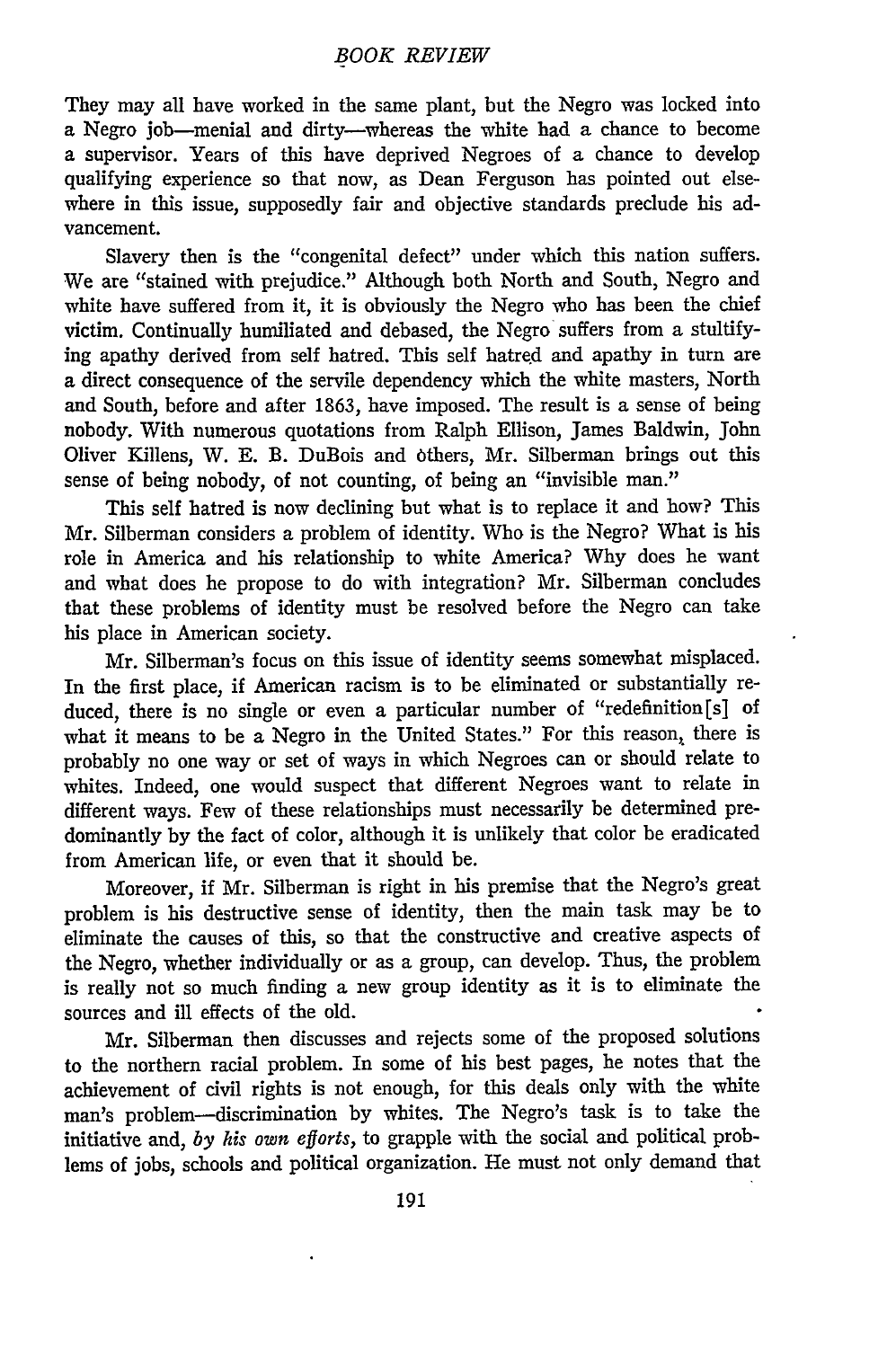They may all have worked in the same plant, but the Negro was locked into a Negro job—menial and dirty—whereas the white had a chance to become a supervisor. Years of this have deprived Negroes of a chance to develop qualifying experience so that now, as Dean Ferguson has pointed out elsewhere in this issue, supposedly fair and objective standards preclude his advancement.

Slavery then is the "congenital defect" under which this nation suffers. We are "stained with prejudice." Although both North and South, Negro and white have suffered from it, it is obviously the Negro who has been the chief victim. Continually humiliated and debased, the Negro suffers from a stultifying apathy derived from self hatred. This self hatred and apathy in turn are a direct consequence of the servile dependency which the white masters, North and South, before and after 1863, have imposed. The result is a sense of being nobody. With numerous quotations from Ralph Ellison, James Baldwin, John Oliver Killens, W. E. B. DuBois and others, Mr. Silberman brings out this sense of being nobody, of not counting, of being an "invisible man."

This self hatred is now declining but what is to replace it and how? This Mr. Silberman considers a problem of identity. Who is the Negro? What is his role in America and his relationship to white America? Why does he want and what does he propose to do with integration? Mr. Silberman concludes that these problems of identity must be resolved before the Negro can take his place in American society.

Mr. Silberman's focus on this issue of identity seems somewhat misplaced. In the first place, if American racism is to be eliminated or substantially reduced, there is no single or even a particular number of "redefinition[s] of what it means to be a Negro in the United States." For this reason, there is probably no one way or set of ways in which Negroes can or should relate to whites. Indeed, one would suspect that different Negroes want to relate in different ways. Few of these relationships must necessarily be determined predominantly by the fact of color, although it is unlikely that color be eradicated from American life, or even that it should be.

Moreover, if Mr. Silberman is right in his premise that the Negro's great problem is his destructive sense of identity, then the main task may be to eliminate the causes of this, so that the constructive and creative aspects of the Negro, whether individually or as a group, can develop. Thus, the problem is really not so much finding a new group identity as it is to eliminate the sources and ill effects of the old.

Mr. Silberman then discusses and rejects some of the proposed solutions to the northern racial problem. In some of his best pages, he notes that the achievement of civil rights is not enough, for this deals only with the white man's problem—discrimination by whites. The Negro's task is to take the initiative and, *by his own efforts*, to grapple with the social and political problems of jobs, schools and political organization. He must not only demand that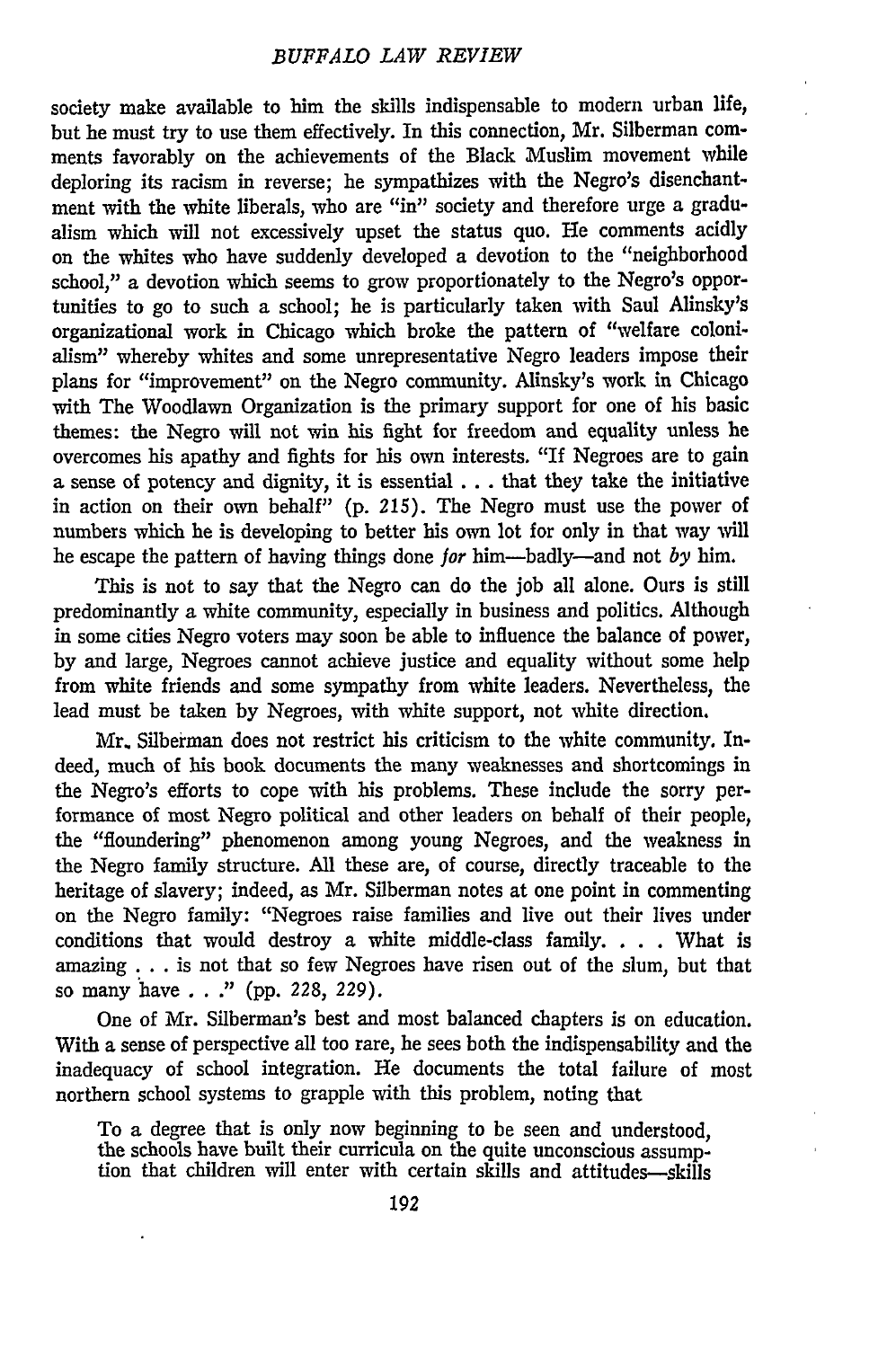society make available to him the skills indispensable to modern urban life, but he must try to use them effectively. In this connection, Mr. Silberman comments favorably on the achievements of the Black Muslim movement while deploring its racism in reverse; he sympathizes with the Negro's disenchantment with the white liberals, who are "in" society and therefore urge a gradualism which will not excessively upset the status quo. He comments acidly on the whites who have suddenly developed a devotion to the "neighborhood school," a devotion which seems to grow proportionately to the Negro's opportunities to go to such a school; he is particularly taken with Saul Alinsky's organizational work in Chicago which broke the pattern of "welfare colonialism" whereby whites and some unrepresentative Negro leaders impose their plans for "improvement" on the Negro community. Alinsky's work in Chicago with The Woodlawn Organization is the primary support for one of his basic themes: the Negro will not win his fight for freedom and equality unless he overcomes his apathy and fights for his own interests. "If Negroes are to gain a sense of potency and dignity, it is essential . . . that they take the initiative in action on their own behalf" (p. 215). The Negro must use the power of numbers which he is developing to better his own lot for only in that way will he escape the pattern of having things done *for* him—badly—and not *by* him.

This is not to say that the Negro can do the job all alone. Ours is still predominantly a white community, especially in business and politics. Although in some cities Negro voters may soon be able to influence the balance of power, by and large, Negroes cannot achieve justice and equality without some help from white friends and some sympathy from white leaders. Nevertheless, the lead must be taken by Negroes, with white support, not white direction.

Mr. Silberman does not restrict his criticism to the white community. Indeed, much of his book documents the many weaknesses and shortcomings in the Negro's efforts to cope with his problems. These include the sorry performance of most Negro political and other leaders on behalf of their people, the "floundering" phenomenon among young Negroes, and the weakness in the Negro family structure. All these are, of course, directly traceable to the heritage of slavery; indeed, as Mr. Silberman notes at one point in commenting on the Negro family: "Negroes raise families and live out their lives under conditions that would destroy a white middle-class family. . . . What is amazing . . . is not that so few Negroes have risen out of the slum, but that so many have . . ." (pp. 228, 229).

One of Mr. Silberman's best and most balanced chapters is on education. With a sense of perspective all too rare, he sees both the indispensability and the inadequacy of school integration. He documents the total failure of most northern school systems to grapple with this problem, noting that

> To a degree that is only now beginning to be seen and understood, the schools have built their curricula on the quite unconscious assumption that children will enter with certain skills and attitudes—skills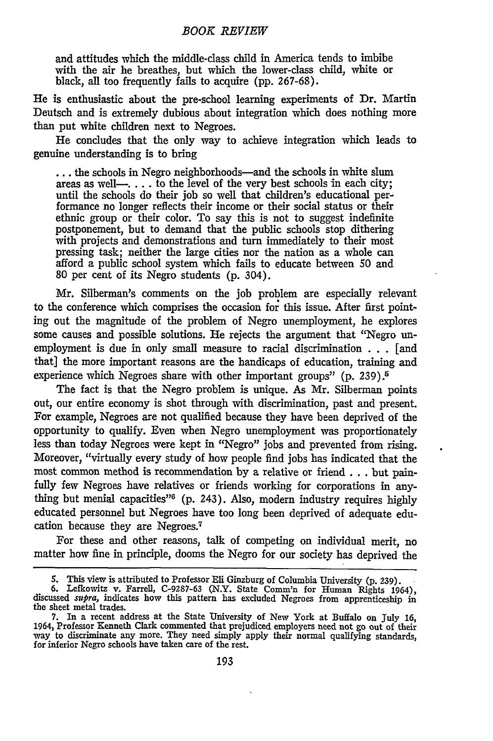and attitudes which the middle-class child in America tends to imbibe with the air he breathes, but which the lower-class child, white or black, all too frequently fails to acquire (pp. 267-68).

He is enthusiastic about the pre-school learning experiments of Dr. Martin Deutsch and is extremely dubious about integration which does nothing more than put white children next to Negroes.

He concludes that the only way to achieve integration which leads to genuine understanding is to bring

> . . . the schools in Negro neighborhoods—and the schools in white slum areas as well—. . . . to the level of the very best schools in each city; until the schools do their job so well that children's educational performance no longer reflects their income or their social status or their ethnic group or their color. To say this is not to suggest indefinite postponement, but to demand that the public schools stop dithering with projects and demonstrations and turn immediately to their most pressing task; neither the large cities nor the nation as a whole can afford a public school system which fails to educate between 50 and 80 per cent of its Negro students (p. 304).

Mr. Silberman's comments on the job problem are especially relevant to the conference which comprises the occasion for this issue. After first pointing out the magnitude of the problem of Negro unemployment, he explores some causes and possible solutions. He rejects the argument that "Negro unemployment is due in only small measure to racial discrimination . . . [and that] the more important reasons are the handicaps of education, training and experience which Negroes share with other important groups" (p. 239).[5]

The fact is that the Negro problem is unique. As Mr. Silberman points out, our entire economy is shot through with discrimination, past and present. For example, Negroes are not qualified because they have been deprived of the opportunity to qualify. Even when Negro unemployment was proportionately less than today Negroes were kept in "Negro" jobs and prevented from rising. Moreover, "virtually every study of how people find jobs has indicated that the most common method is recommendation by a relative or friend . . . but painfully few Negroes have relatives or friends working for corporations in anything but menial capacities"[6] (p. 243). Also, modern industry requires highly educated personnel but Negroes have too long been deprived of adequate education because they are Negroes.[7]

For these and other reasons, talk of competing on individual merit, no matter how fine in principle, dooms the Negro for our society has deprived the

---

5. This view is attributed to Professor Eli Ginzburg of Columbia University (p. 239).

6. Lefkowitz v. Farrell, C-9287-63 (N.Y. State Comm'n for Human Rights 1964), discussed *supra*, indicates how this pattern has excluded Negroes from apprenticeship in the sheet metal trades.

7. In a recent address at the State University of New York at Buffalo on July 16, 1964, Professor Kenneth Clark commented that prejudiced employers need not go out of their way to discriminate any more. They need simply apply their normal qualifying standards, for inferior Negro schools have taken care of the rest.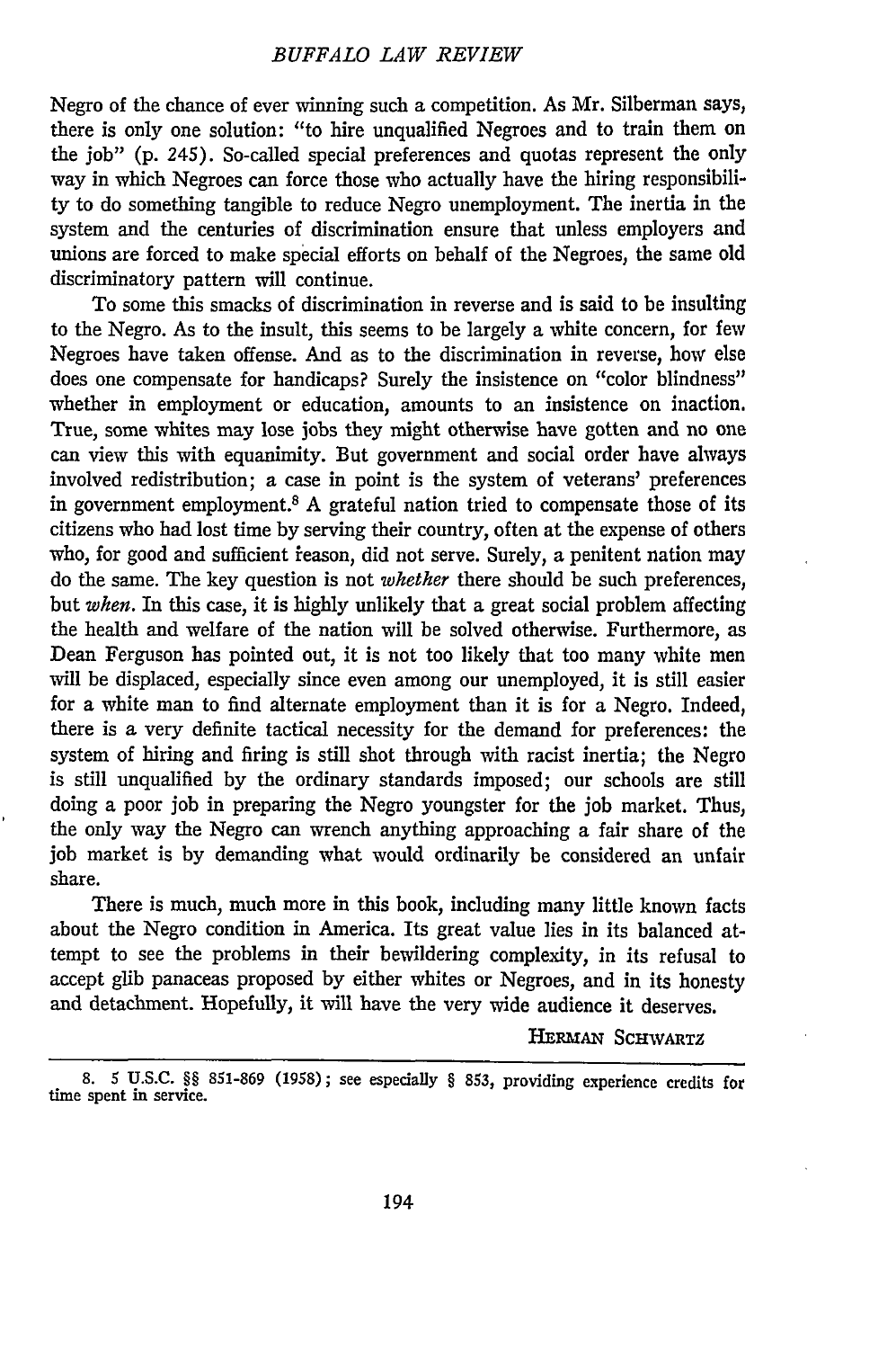Negro of the chance of ever winning such a competition. As Mr. Silberman says, there is only one solution: "to hire unqualified Negroes and to train them on the job" (p. 245). So-called special preferences and quotas represent the only way in which Negroes can force those who actually have the hiring responsibility to do something tangible to reduce Negro unemployment. The inertia in the system and the centuries of discrimination ensure that unless employers and unions are forced to make special efforts on behalf of the Negroes, the same old discriminatory pattern will continue.

To some this smacks of discrimination in reverse and is said to be insulting to the Negro. As to the insult, this seems to be largely a white concern, for few Negroes have taken offense. And as to the discrimination in reverse, how else does one compensate for handicaps? Surely the insistence on "color blindness" whether in employment or education, amounts to an insistence on inaction. True, some whites may lose jobs they might otherwise have gotten and no one can view this with equanimity. But government and social order have always involved redistribution; a case in point is the system of veterans' preferences in government employment.[8] A grateful nation tried to compensate those of its citizens who had lost time by serving their country, often at the expense of others who, for good and sufficient reason, did not serve. Surely, a penitent nation may do the same. The key question is not *whether* there should be such preferences, but *when*. In this case, it is highly unlikely that a great social problem affecting the health and welfare of the nation will be solved otherwise. Furthermore, as Dean Ferguson has pointed out, it is not too likely that too many white men will be displaced, especially since even among our unemployed, it is still easier for a white man to find alternate employment than it is for a Negro. Indeed, there is a very definite tactical necessity for the demand for preferences: the system of hiring and firing is still shot through with racist inertia; the Negro is still unqualified by the ordinary standards imposed; our schools are still doing a poor job in preparing the Negro youngster for the job market. Thus, the only way the Negro can wrench anything approaching a fair share of the job market is by demanding what would ordinarily be considered an unfair share.

There is much, much more in this book, including many little known facts about the Negro condition in America. Its great value lies in its balanced attempt to see the problems in their bewildering complexity, in its refusal to accept glib panaceas proposed by either whites or Negroes, and in its honesty and detachment. Hopefully, it will have the very wide audience it deserves.

HERMAN SCHWARTZ

---

8. 5 U.S.C. §§ 851-869 (1958); see especially § 853, providing experience credits for time spent in service.